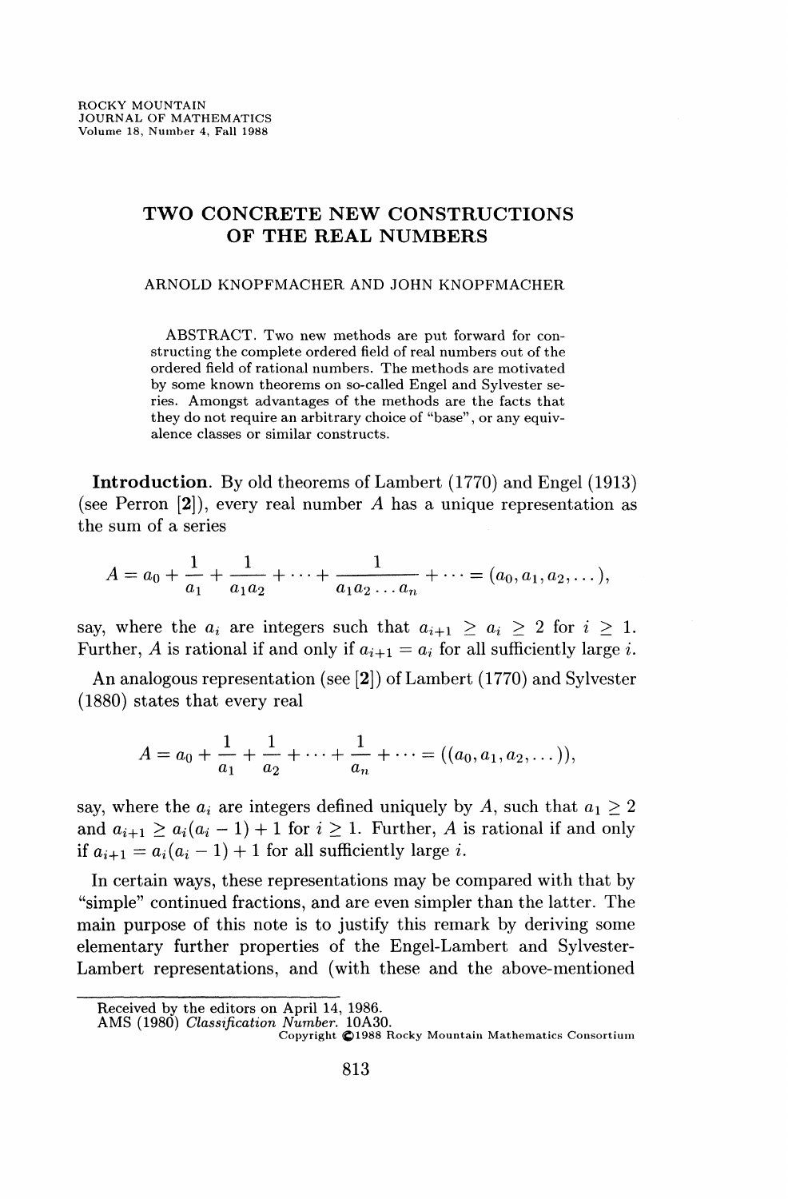# TWO CONCRETE NEW CONSTRUCTIONS OF THE REAL NUMBERS

ARNOLD KNOPFMACHER AND JOHN KNOPFMACHER

ABSTRACT. Two new methods are put forward for constructing the complete ordered field of real numbers out of the ordered field of rational numbers. The methods are motivated by some known theorems on so-called Engel and Sylvester series. Amongst advantages of the methods are the facts that they do not require an arbitrary choice of "base", or any equivalence classes or similar constructs.

**Introduction.** By old theorems of Lambert (1770) and Engel (1913) (see Perron [2]), every real number $A$ has a unique representation as the sum of a series

$$A = a_0 + \frac{1}{a_1} + \frac{1}{a_1 a_2} + \cdots + \frac{1}{a_1 a_2 \ldots a_n} + \cdots = (a_0, a_1, a_2, \ldots),$$

say, where the $a_i$ are integers such that $a_{i+1} \geq a_i \geq 2$ for $i \geq 1$. Further, $A$ is rational if and only if $a_{i+1} = a_i$ for all sufficiently large $i$.

An analogous representation (see [2]) of Lambert (1770) and Sylvester (1880) states that every real

$$A = a_0 + \frac{1}{a_1} + \frac{1}{a_2} + \cdots + \frac{1}{a_n} + \cdots = ((a_0, a_1, a_2, \ldots)),$$

say, where the $a_i$ are integers defined uniquely by $A$, such that $a_1 \geq 2$ and $a_{i+1} \geq a_i(a_i - 1) + 1$ for $i \geq 1$. Further, $A$ is rational if and only if $a_{i+1} = a_i(a_i - 1) + 1$ for all sufficiently large $i$.

In certain ways, these representations may be compared with that by "simple" continued fractions, and are even simpler than the latter. The main purpose of this note is to justify this remark by deriving some elementary further properties of the Engel-Lambert and Sylvester-Lambert representations, and (with these and the above-mentioned

---

Received by the editors on April 14, 1986.
AMS (1980) *Classification Number.* 10A30.
Copyright ©1988 Rocky Mountain Mathematics Consortium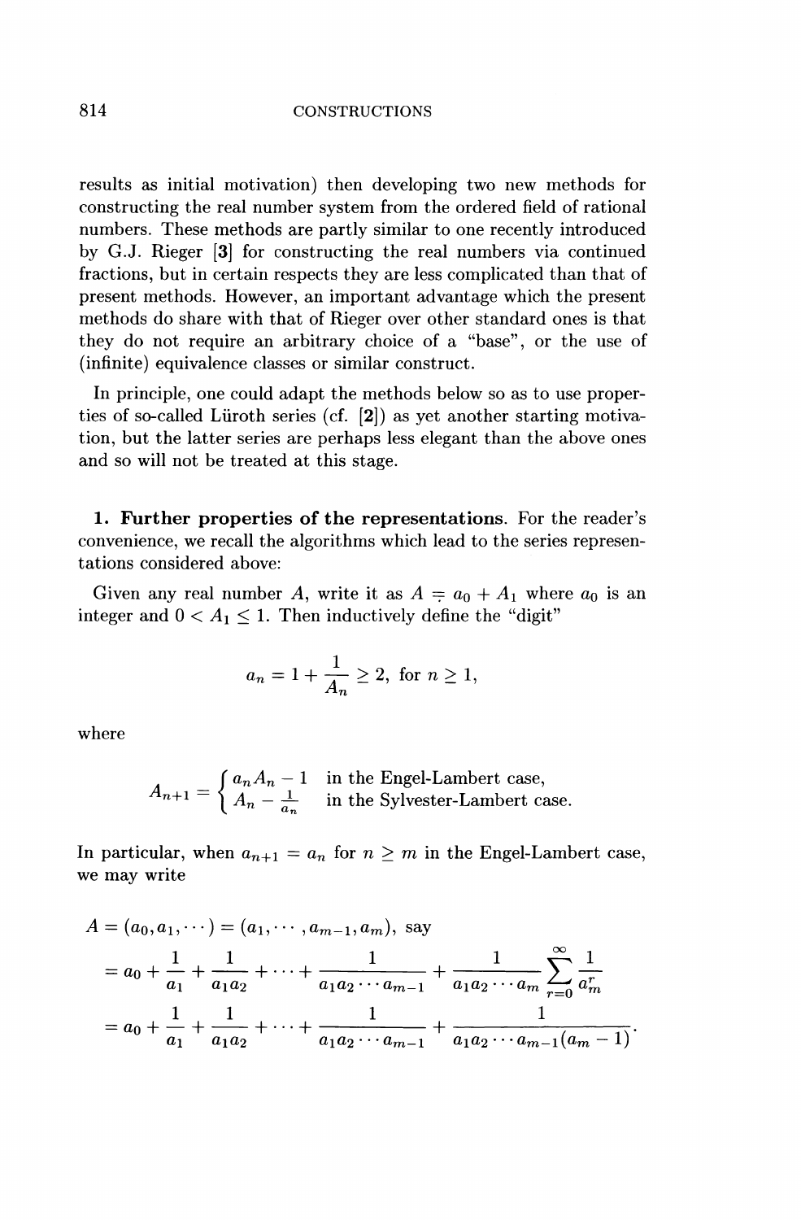results as initial motivation) then developing two new methods for constructing the real number system from the ordered field of rational numbers. These methods are partly similar to one recently introduced by G.J. Rieger [**3**] for constructing the real numbers via continued fractions, but in certain respects they are less complicated than that of present methods. However, an important advantage which the present methods do share with that of Rieger over other standard ones is that they do not require an arbitrary choice of a "base", or the use of (infinite) equivalence classes or similar construct.

In principle, one could adapt the methods below so as to use properties of so-called Lüroth series (cf. [**2**]) as yet another starting motivation, but the latter series are perhaps less elegant than the above ones and so will not be treated at this stage.

**1. Further properties of the representations**. For the reader's convenience, we recall the algorithms which lead to the series representations considered above:

Given any real number $A$, write it as $A = a_0 + A_1$ where $a_0$ is an integer and $0 < A_1 \leq 1$. Then inductively define the "digit"

$$a_n = 1 + \frac{1}{A_n} \geq 2, \text{ for } n \geq 1,$$

where

$$A_{n+1} = \begin{cases} a_n A_n - 1 & \text{in the Engel-Lambert case,} \\ A_n - \frac{1}{a_n} & \text{in the Sylvester-Lambert case.} \end{cases}$$

In particular, when $a_{n+1} = a_n$ for $n \geq m$ in the Engel-Lambert case, we may write

$$\begin{aligned} A = (a_0, a_1, \cdots) &= (a_1, \cdots, a_{m-1}, a_m), \text{ say} \\ &= a_0 + \frac{1}{a_1} + \frac{1}{a_1 a_2} + \cdots + \frac{1}{a_1 a_2 \cdots a_{m-1}} + \frac{1}{a_1 a_2 \cdots a_m} \sum_{r=0}^{\infty} \frac{1}{a_m^r} \\ &= a_0 + \frac{1}{a_1} + \frac{1}{a_1 a_2} + \cdots + \frac{1}{a_1 a_2 \cdots a_{m-1}} + \frac{1}{a_1 a_2 \cdots a_{m-1}(a_m - 1)}. \end{aligned}$$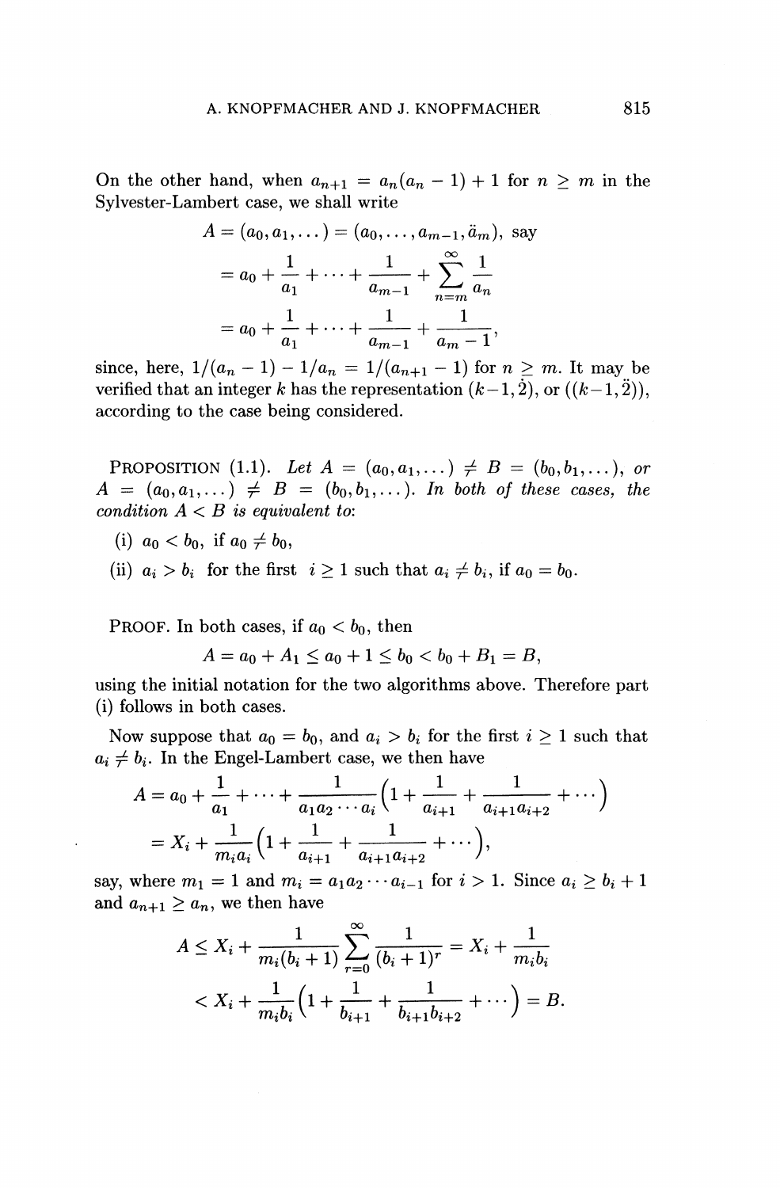On the other hand, when $a_{n+1} = a_n(a_n - 1) + 1$ for $n \geq m$ in the Sylvester-Lambert case, we shall write

$$
\begin{aligned}
A &= (a_0, a_1, \dots) = (a_0, \dots, a_{m-1}, \ddot{a}_m), \text{ say} \\
&= a_0 + \frac{1}{a_1} + \dots + \frac{1}{a_{m-1}} + \sum_{n=m}^{\infty} \frac{1}{a_n} \\
&= a_0 + \frac{1}{a_1} + \dots + \frac{1}{a_{m-1}} + \frac{1}{a_m - 1},
\end{aligned}
$$

since, here, $1/(a_n - 1) - 1/a_n = 1/(a_{n+1} - 1)$ for $n \geq m$. It may be verified that an integer $k$ has the representation $(k-1, \dot{2})$, or $((k-1, \ddot{2}))$, according to the case being considered.

PROPOSITION (1.1). *Let* $A = (a_0, a_1, \dots) \neq B = (b_0, b_1, \dots)$, *or* $A = (a_0, a_1, \dots) \neq B = (b_0, b_1, \dots)$. *In both of these cases, the condition* $A < B$ *is equivalent to:*

(i) $a_0 < b_0$, if $a_0 \neq b_0$,

(ii) $a_i > b_i$ for the first $i \geq 1$ such that $a_i \neq b_i$, if $a_0 = b_0$.

PROOF. In both cases, if $a_0 < b_0$, then

$$
A = a_0 + A_1 \leq a_0 + 1 \leq b_0 < b_0 + B_1 = B,
$$

using the initial notation for the two algorithms above. Therefore part (i) follows in both cases.

Now suppose that $a_0 = b_0$, and $a_i > b_i$ for the first $i \geq 1$ such that $a_i \neq b_i$. In the Engel-Lambert case, we then have

$$
\begin{aligned}
A &= a_0 + \frac{1}{a_1} + \dots + \frac{1}{a_1 a_2 \cdots a_i}\Big(1 + \frac{1}{a_{i+1}} + \frac{1}{a_{i+1}a_{i+2}} + \cdots\Big) \\
&= X_i + \frac{1}{m_i a_i}\Big(1 + \frac{1}{a_{i+1}} + \frac{1}{a_{i+1}a_{i+2}} + \cdots\Big),
\end{aligned}
$$

say, where $m_1 = 1$ and $m_i = a_1 a_2 \cdots a_{i-1}$ for $i > 1$. Since $a_i \geq b_i + 1$ and $a_{n+1} \geq a_n$, we then have

$$
\begin{aligned}
A &\leq X_i + \frac{1}{m_i(b_i + 1)} \sum_{r=0}^{\infty} \frac{1}{(b_i + 1)^r} = X_i + \frac{1}{m_i b_i} \\
&< X_i + \frac{1}{m_i b_i}\Big(1 + \frac{1}{b_{i+1}} + \frac{1}{b_{i+1}b_{i+2}} + \cdots\Big) = B.
\end{aligned}
$$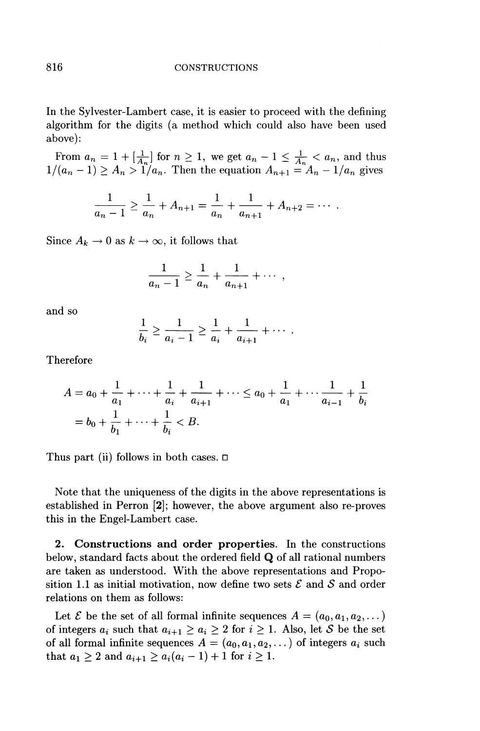In the Sylvester-Lambert case, it is easier to proceed with the defining algorithm for the digits (a method which could also have been used above):

From $a_n = 1 + [\frac{1}{A_n}]$ for $n \geq 1$, we get $a_n - 1 \leq \frac{1}{A_n} < a_n$, and thus $1/(a_n - 1) \geq A_n > 1/a_n$. Then the equation $A_{n+1} = A_n - 1/a_n$ gives

$$\frac{1}{a_n - 1} \geq \frac{1}{a_n} + A_{n+1} = \frac{1}{a_n} + \frac{1}{a_{n+1}} + A_{n+2} = \cdots .$$

Since $A_k \to 0$ as $k \to \infty$, it follows that

$$\frac{1}{a_n - 1} \geq \frac{1}{a_n} + \frac{1}{a_{n+1}} + \cdots ,$$

and so

$$\frac{1}{b_i} \geq \frac{1}{a_i - 1} \geq \frac{1}{a_i} + \frac{1}{a_{i+1}} + \cdots .$$

Therefore

$$\begin{aligned} A &= a_0 + \frac{1}{a_1} + \cdots + \frac{1}{a_i} + \frac{1}{a_{i+1}} + \cdots \leq a_0 + \frac{1}{a_1} + \cdots \frac{1}{a_{i-1}} + \frac{1}{b_i} \\ &= b_0 + \frac{1}{b_1} + \cdots + \frac{1}{b_i} < B. \end{aligned}$$

Thus part (ii) follows in both cases. □

Note that the uniqueness of the digits in the above representations is established in Perron [**2**]; however, the above argument also re-proves this in the Engel-Lambert case.

**2. Constructions and order properties.** In the constructions below, standard facts about the ordered field $\mathbf{Q}$ of all rational numbers are taken as understood. With the above representations and Proposition 1.1 as initial motivation, now define two sets $\mathcal{E}$ and $\mathcal{S}$ and order relations on them as follows:

Let $\mathcal{E}$ be the set of all formal infinite sequences $A = (a_0, a_1, a_2, \dots)$ of integers $a_i$ such that $a_{i+1} \geq a_i \geq 2$ for $i \geq 1$. Also, let $\mathcal{S}$ be the set of all formal infinite sequences $A = (a_0, a_1, a_2, \dots)$ of integers $a_i$ such that $a_1 \geq 2$ and $a_{i+1} \geq a_i(a_i - 1) + 1$ for $i \geq 1$.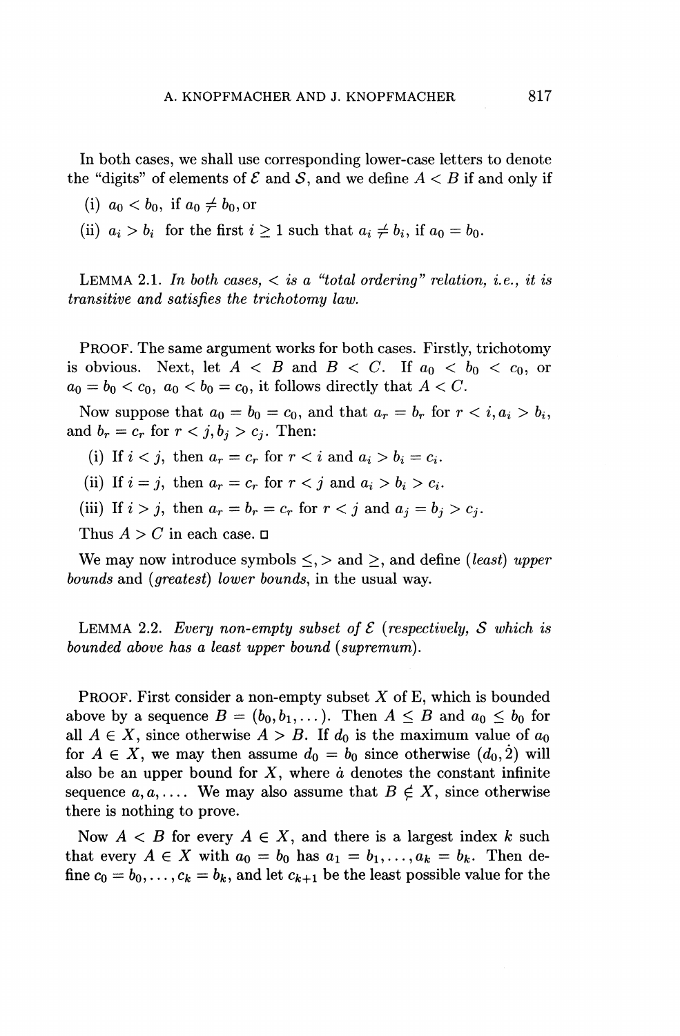In both cases, we shall use corresponding lower-case letters to denote the "digits" of elements of $\mathcal{E}$ and $\mathcal{S}$, and we define $A < B$ if and only if

(i) $a_0 < b_0$, if $a_0 \neq b_0$, or

(ii) $a_i > b_i$ for the first $i \geq 1$ such that $a_i \neq b_i$, if $a_0 = b_0$.

LEMMA 2.1. *In both cases, $<$ is a "total ordering" relation, i.e., it is transitive and satisfies the trichotomy law.*

PROOF. The same argument works for both cases. Firstly, trichotomy is obvious. Next, let $A < B$ and $B < C$. If $a_0 < b_0 < c_0$, or $a_0 = b_0 < c_0$, $a_0 < b_0 = c_0$, it follows directly that $A < C$.

Now suppose that $a_0 = b_0 = c_0$, and that $a_r = b_r$ for $r < i, a_i > b_i$, and $b_r = c_r$ for $r < j, b_j > c_j$. Then:

(i) If $i < j$, then $a_r = c_r$ for $r < i$ and $a_i > b_i = c_i$.

(ii) If $i = j$, then $a_r = c_r$ for $r < j$ and $a_i > b_i > c_i$.

(iii) If $i > j$, then $a_r = b_r = c_r$ for $r < j$ and $a_j = b_j > c_j$.

Thus $A > C$ in each case. □

We may now introduce symbols $\leq, >$ and $\geq$, and define (*least*) *upper bounds* and (*greatest*) *lower bounds*, in the usual way.

LEMMA 2.2. *Every non-empty subset of $\mathcal{E}$ (respectively, $\mathcal{S}$ which is bounded above has a least upper bound (supremum).*

PROOF. First consider a non-empty subset $X$ of E, which is bounded above by a sequence $B = (b_0, b_1, \dots)$. Then $A \leq B$ and $a_0 \leq b_0$ for all $A \in X$, since otherwise $A > B$. If $d_0$ is the maximum value of $a_0$ for $A \in X$, we may then assume $d_0 = b_0$ since otherwise $(d_0, \dot{2})$ will also be an upper bound for $X$, where $\dot{a}$ denotes the constant infinite sequence $a, a, \dots$. We may also assume that $B \notin X$, since otherwise there is nothing to prove.

Now $A < B$ for every $A \in X$, and there is a largest index $k$ such that every $A \in X$ with $a_0 = b_0$ has $a_1 = b_1, \dots, a_k = b_k$. Then define $c_0 = b_0, \dots, c_k = b_k$, and let $c_{k+1}$ be the least possible value for the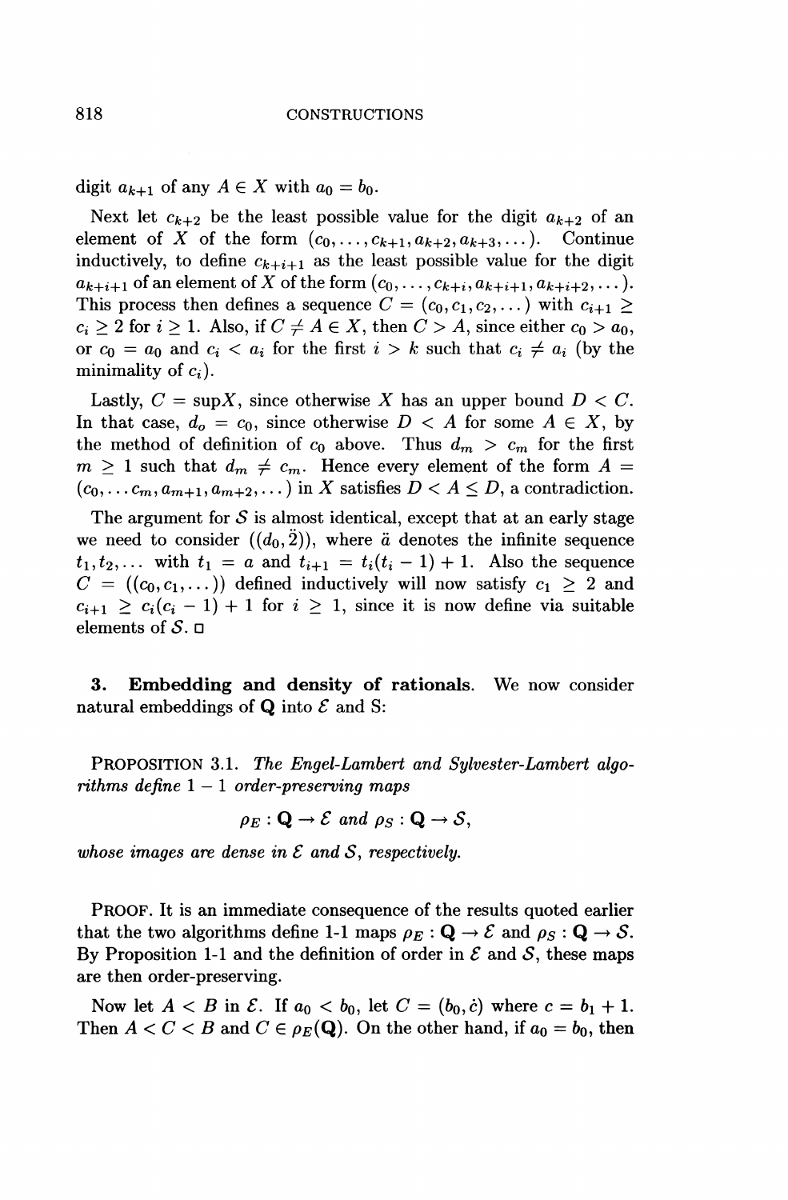digit $a_{k+1}$ of any $A \in X$ with $a_0 = b_0$.

Next let $c_{k+2}$ be the least possible value for the digit $a_{k+2}$ of an element of $X$ of the form $(c_0, \ldots, c_{k+1}, a_{k+2}, a_{k+3}, \ldots)$. Continue inductively, to define $c_{k+i+1}$ as the least possible value for the digit $a_{k+i+1}$ of an element of $X$ of the form $(c_0, \ldots, c_{k+i}, a_{k+i+1}, a_{k+i+2}, \ldots)$. This process then defines a sequence $C = (c_0, c_1, c_2, \ldots)$ with $c_{i+1} \geq c_i \geq 2$ for $i \geq 1$. Also, if $C \neq A \in X$, then $C > A$, since either $c_0 > a_0$, or $c_0 = a_0$ and $c_i < a_i$ for the first $i > k$ such that $c_i \neq a_i$ (by the minimality of $c_i$).

Lastly, $C = \sup X$, since otherwise $X$ has an upper bound $D < C$. In that case, $d_o = c_0$, since otherwise $D < A$ for some $A \in X$, by the method of definition of $c_0$ above. Thus $d_m > c_m$ for the first $m \geq 1$ such that $d_m \neq c_m$. Hence every element of the form $A = (c_0, \ldots c_m, a_{m+1}, a_{m+2}, \ldots)$ in $X$ satisfies $D < A \leq D$, a contradiction.

The argument for $\mathcal{S}$ is almost identical, except that at an early stage we need to consider $((d_0, \ddot{2}))$, where $\ddot{a}$ denotes the infinite sequence $t_1, t_2, \ldots$ with $t_1 = a$ and $t_{i+1} = t_i(t_i - 1) + 1$. Also the sequence $C = ((c_0, c_1, \ldots))$ defined inductively will now satisfy $c_1 \geq 2$ and $c_{i+1} \geq c_i(c_i - 1) + 1$ for $i \geq 1$, since it is now define via suitable elements of $\mathcal{S}$. □

**3. Embedding and density of rationals.** We now consider natural embeddings of $\mathbf{Q}$ into $\mathcal{E}$ and S:

PROPOSITION 3.1. *The Engel-Lambert and Sylvester-Lambert algorithms define* $1 - 1$ *order-preserving maps*

$$\rho_E : \mathbf{Q} \to \mathcal{E} \text{ and } \rho_S : \mathbf{Q} \to \mathcal{S},$$

*whose images are dense in* $\mathcal{E}$ *and* $\mathcal{S}$, *respectively.*

PROOF. It is an immediate consequence of the results quoted earlier that the two algorithms define 1-1 maps $\rho_E : \mathbf{Q} \to \mathcal{E}$ and $\rho_S : \mathbf{Q} \to \mathcal{S}$. By Proposition 1-1 and the definition of order in $\mathcal{E}$ and $\mathcal{S}$, these maps are then order-preserving.

Now let $A < B$ in $\mathcal{E}$. If $a_0 < b_0$, let $C = (b_0, \dot{c})$ where $c = b_1 + 1$. Then $A < C < B$ and $C \in \rho_E(\mathbf{Q})$. On the other hand, if $a_0 = b_0$, then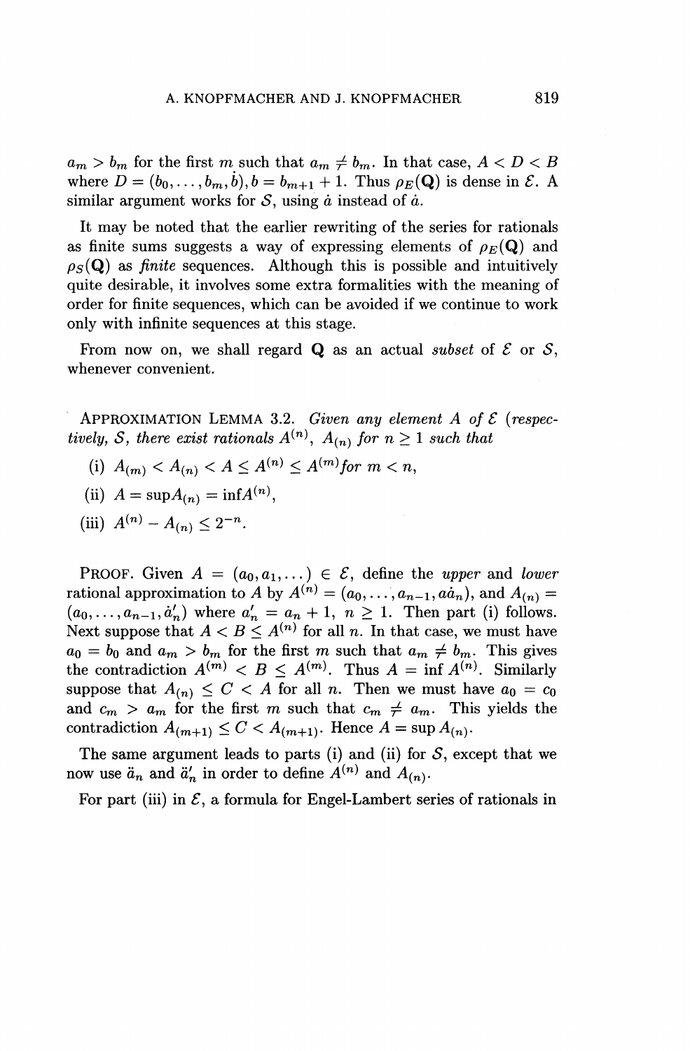$a_m > b_m$ for the first $m$ such that $a_m \neq b_m$. In that case, $A < D < B$ where $D = (b_0, \ldots, b_m, \dot{b}), b = b_{m+1} + 1$. Thus $\rho_E(\mathbf{Q})$ is dense in $\mathcal{E}$. A similar argument works for $\mathcal{S}$, using $\ddot{a}$ instead of $\dot{a}$.

It may be noted that the earlier rewriting of the series for rationals as finite sums suggests a way of expressing elements of $\rho_E(\mathbf{Q})$ and $\rho_S(\mathbf{Q})$ as *finite* sequences. Although this is possible and intuitively quite desirable, it involves some extra formalities with the meaning of order for finite sequences, which can be avoided if we continue to work only with infinite sequences at this stage.

From now on, we shall regard $\mathbf{Q}$ as an actual *subset* of $\mathcal{E}$ or $\mathcal{S}$, whenever convenient.

APPROXIMATION LEMMA 3.2. *Given any element $A$ of $\mathcal{E}$ (respectively, $\mathcal{S}$, there exist rationals $A^{(n)}$, $A_{(n)}$ for $n \geq 1$ such that*

(i) $A_{(m)} < A_{(n)} < A \leq A^{(n)} \leq A^{(m)}$*for* $m < n$,

(ii) $A = \sup A_{(n)} = \inf A^{(n)}$,

(iii) $A^{(n)} - A_{(n)} \leq 2^{-n}$.

PROOF. Given $A = (a_0, a_1, \ldots) \in \mathcal{E}$, define the *upper* and *lower* rational approximation to $A$ by $A^{(n)} = (a_0, \ldots, a_{n-1}, a\dot{a}_n)$, and $A_{(n)} = (a_0, \ldots, a_{n-1}, \dot{a}'_n)$ where $a'_n = a_n + 1$, $n \geq 1$. Then part (i) follows. Next suppose that $A < B \leq A^{(n)}$ for all $n$. In that case, we must have $a_0 = b_0$ and $a_m > b_m$ for the first $m$ such that $a_m \neq b_m$. This gives the contradiction $A^{(m)} < B \leq A^{(m)}$. Thus $A = \inf A^{(n)}$. Similarly suppose that $A_{(n)} \leq C < A$ for all $n$. Then we must have $a_0 = c_0$ and $c_m > a_m$ for the first $m$ such that $c_m \neq a_m$. This yields the contradiction $A_{(m+1)} \leq C < A_{(m+1)}$. Hence $A = \sup A_{(n)}$.

The same argument leads to parts (i) and (ii) for $\mathcal{S}$, except that we now use $\ddot{a}_n$ and $\ddot{a}'_n$ in order to define $A^{(n)}$ and $A_{(n)}$.

For part (iii) in $\mathcal{E}$, a formula for Engel-Lambert series of rationals in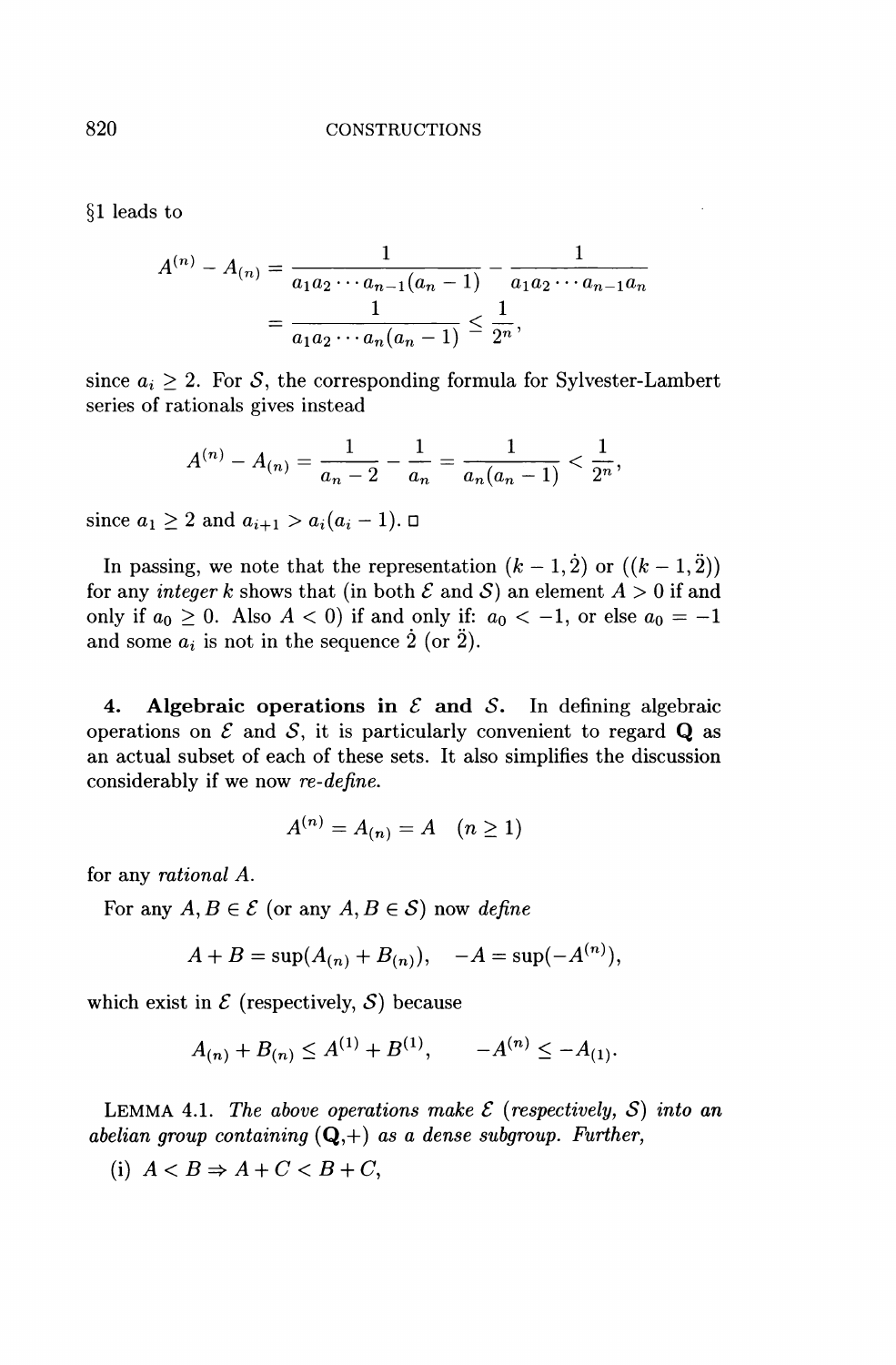§1 leads to

$$A^{(n)} - A_{(n)} = \frac{1}{a_1 a_2 \cdots a_{n-1}(a_n - 1)} - \frac{1}{a_1 a_2 \cdots a_{n-1} a_n}$$

$$= \frac{1}{a_1 a_2 \cdots a_n (a_n - 1)} \le \frac{1}{2^n},$$

since $a_i \ge 2$. For $\mathcal{S}$, the corresponding formula for Sylvester-Lambert series of rationals gives instead

$$A^{(n)} - A_{(n)} = \frac{1}{a_n - 2} - \frac{1}{a_n} = \frac{1}{a_n(a_n - 1)} < \frac{1}{2^n},$$

since $a_1 \ge 2$ and $a_{i+1} > a_i(a_i - 1)$. □

In passing, we note that the representation $(k-1, \dot{2})$ or $((k-1, \ddot{2}))$ for any *integer* $k$ shows that (in both $\mathcal{E}$ and $\mathcal{S}$) an element $A > 0$ if and only if $a_0 \ge 0$. Also $A < 0$) if and only if: $a_0 < -1$, or else $a_0 = -1$ and some $a_i$ is not in the sequence $\dot{2}$ (or $\ddot{2}$).

## 4. Algebraic operations in $\mathcal{E}$ and $\mathcal{S}$.

In defining algebraic operations on $\mathcal{E}$ and $\mathcal{S}$, it is particularly convenient to regard $\mathbf{Q}$ as an actual subset of each of these sets. It also simplifies the discussion considerably if we now *re-define*.

$$A^{(n)} = A_{(n)} = A \quad (n \ge 1)$$

for any *rational* $A$.

For any $A, B \in \mathcal{E}$ (or any $A, B \in \mathcal{S}$) now *define*

$$A + B = \sup(A_{(n)} + B_{(n)}), \quad -A = \sup(-A^{(n)}),$$

which exist in $\mathcal{E}$ (respectively, $\mathcal{S}$) because

$$A_{(n)} + B_{(n)} \le A^{(1)} + B^{(1)}, \qquad -A^{(n)} \le -A_{(1)}.$$

LEMMA 4.1. *The above operations make $\mathcal{E}$ (respectively, $\mathcal{S}$) into an abelian group containing $(\mathbf{Q},+)$ as a dense subgroup. Further,*

(i) $A < B \Rightarrow A + C < B + C$,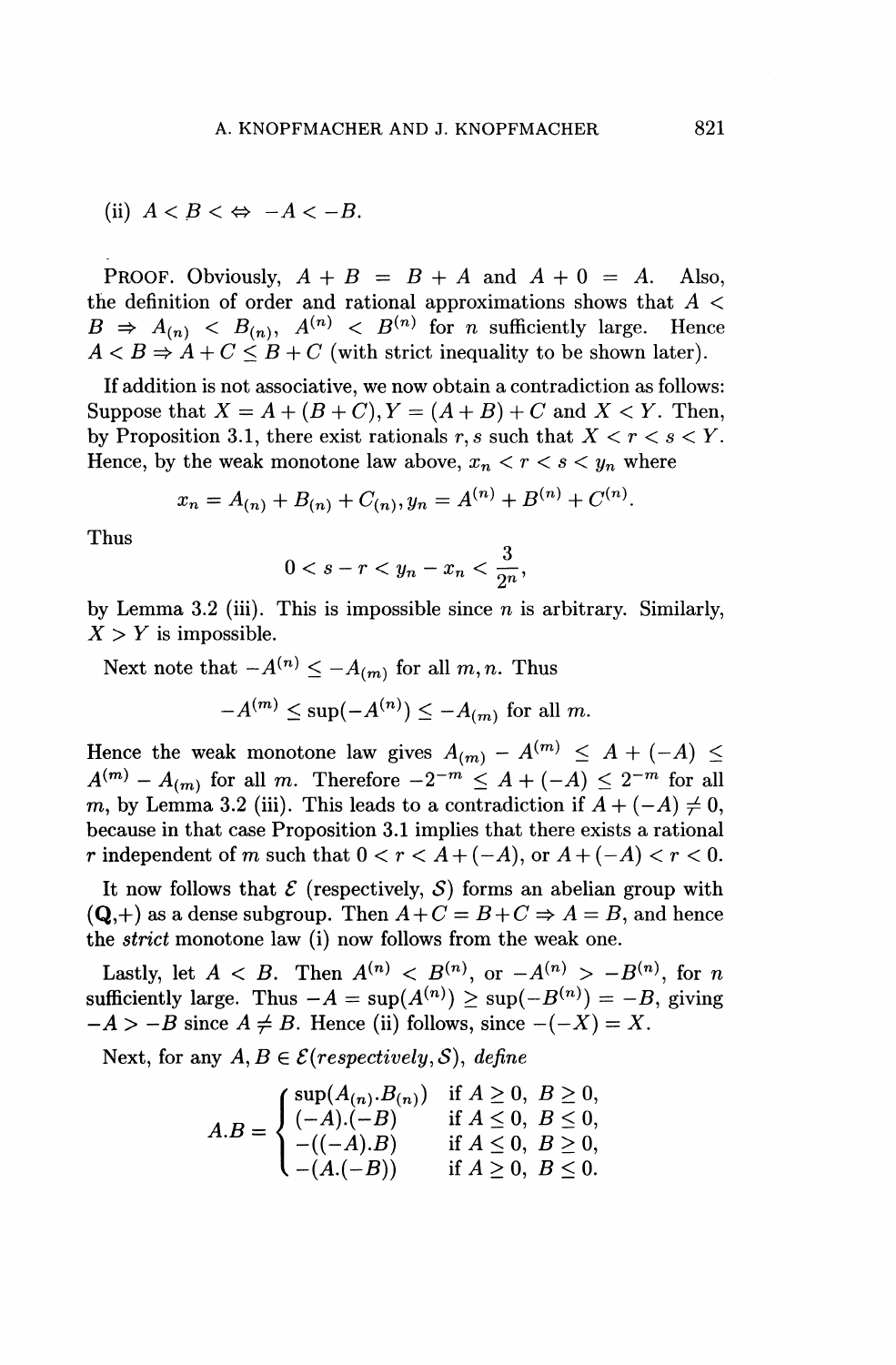(ii) $A < B < \Leftrightarrow -A < -B$.

PROOF. Obviously, $A + B = B + A$ and $A + 0 = A$. Also, the definition of order and rational approximations shows that $A < B \Rightarrow A_{(n)} < B_{(n)}$, $A^{(n)} < B^{(n)}$ for $n$ sufficiently large. Hence $A < B \Rightarrow A + C \leq B + C$ (with strict inequality to be shown later).

If addition is not associative, we now obtain a contradiction as follows: Suppose that $X = A + (B + C), Y = (A + B) + C$ and $X < Y$. Then, by Proposition 3.1, there exist rationals $r, s$ such that $X < r < s < Y$. Hence, by the weak monotone law above, $x_n < r < s < y_n$ where

$$x_n = A_{(n)} + B_{(n)} + C_{(n)}, y_n = A^{(n)} + B^{(n)} + C^{(n)}.$$

Thus

$$0 < s - r < y_n - x_n < \frac{3}{2^n},$$

by Lemma 3.2 (iii). This is impossible since $n$ is arbitrary. Similarly, $X > Y$ is impossible.

Next note that $-A^{(n)} \leq -A_{(m)}$ for all $m, n$. Thus

$$-A^{(m)} \leq \sup(-A^{(n)}) \leq -A_{(m)} \text{ for all } m.$$

Hence the weak monotone law gives $A_{(m)} - A^{(m)} \leq A + (-A) \leq A^{(m)} - A_{(m)}$ for all $m$. Therefore $-2^{-m} \leq A + (-A) \leq 2^{-m}$ for all $m$, by Lemma 3.2 (iii). This leads to a contradiction if $A + (-A) \neq 0$, because in that case Proposition 3.1 implies that there exists a rational $r$ independent of $m$ such that $0 < r < A + (-A)$, or $A + (-A) < r < 0$.

It now follows that $\mathcal{E}$ (respectively, $\mathcal{S}$) forms an abelian group with $(\mathbf{Q},+)$ as a dense subgroup. Then $A + C = B + C \Rightarrow A = B$, and hence the *strict* monotone law (i) now follows from the weak one.

Lastly, let $A < B$. Then $A^{(n)} < B^{(n)}$, or $-A^{(n)} > -B^{(n)}$, for $n$ sufficiently large. Thus $-A = \sup(A^{(n)}) \geq \sup(-B^{(n)}) = -B$, giving $-A > -B$ since $A \neq B$. Hence (ii) follows, since $-(-X) = X$.

Next, for any $A, B \in \mathcal{E}$*(respectively,* $\mathcal{S}$*), define*

$$A.B = \begin{cases} \sup(A_{(n)}.B_{(n)}) & \text{if } A \geq 0,\ B \geq 0, \\ (-A).(-B) & \text{if } A \leq 0,\ B \leq 0, \\ -((-A).B) & \text{if } A \leq 0,\ B \geq 0, \\ -(A.(-B)) & \text{if } A \geq 0,\ B \leq 0. \end{cases}$$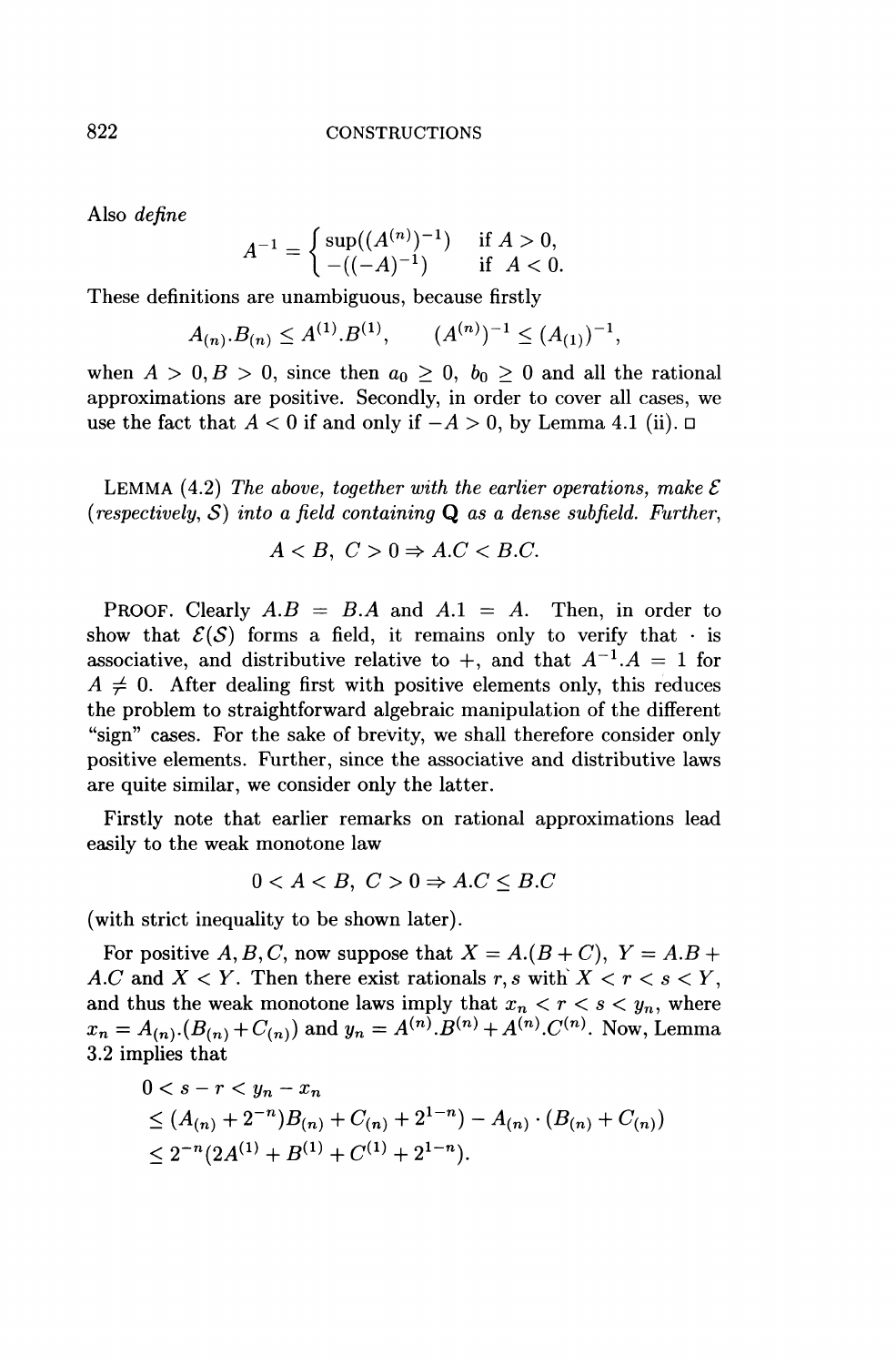Also *define*

$$A^{-1} = \begin{cases} \sup((A^{(n)})^{-1}) & \text{if } A > 0, \\ -((-A)^{-1}) & \text{if } A < 0. \end{cases}$$

These definitions are unambiguous, because firstly

$$A_{(n)}.B_{(n)} \leq A^{(1)}.B^{(1)}, \qquad (A^{(n)})^{-1} \leq (A_{(1)})^{-1},$$

when $A > 0, B > 0$, since then $a_0 \geq 0$, $b_0 \geq 0$ and all the rational approximations are positive. Secondly, in order to cover all cases, we use the fact that $A < 0$ if and only if $-A > 0$, by Lemma 4.1 (ii). □

LEMMA (4.2) *The above, together with the earlier operations, make $\mathcal{E}$ (respectively, $\mathcal{S}$) into a field containing $\mathbf{Q}$ as a dense subfield. Further,*

$$A < B,\ C > 0 \Rightarrow A.C < B.C.$$

PROOF. Clearly $A.B = B.A$ and $A.1 = A$. Then, in order to show that $\mathcal{E}(\mathcal{S})$ forms a field, it remains only to verify that $\cdot$ is associative, and distributive relative to $+$, and that $A^{-1}.A = 1$ for $A \neq 0$. After dealing first with positive elements only, this reduces the problem to straightforward algebraic manipulation of the different "sign" cases. For the sake of brevity, we shall therefore consider only positive elements. Further, since the associative and distributive laws are quite similar, we consider only the latter.

Firstly note that earlier remarks on rational approximations lead easily to the weak monotone law

$$0 < A < B,\ C > 0 \Rightarrow A.C \leq B.C$$

(with strict inequality to be shown later).

For positive $A, B, C$, now suppose that $X = A.(B + C)$, $Y = A.B + A.C$ and $X < Y$. Then there exist rationals $r, s$ with $X < r < s < Y$, and thus the weak monotone laws imply that $x_n < r < s < y_n$, where $x_n = A_{(n)}.(B_{(n)} + C_{(n)})$ and $y_n = A^{(n)}.B^{(n)} + A^{(n)}.C^{(n)}$. Now, Lemma 3.2 implies that

$$\begin{aligned}
0 &< s - r < y_n - x_n \\
&\leq (A_{(n)} + 2^{-n})B_{(n)} + C_{(n)} + 2^{1-n}) - A_{(n)} \cdot (B_{(n)} + C_{(n)}) \\
&\leq 2^{-n}(2A^{(1)} + B^{(1)} + C^{(1)} + 2^{1-n}).
\end{aligned}$$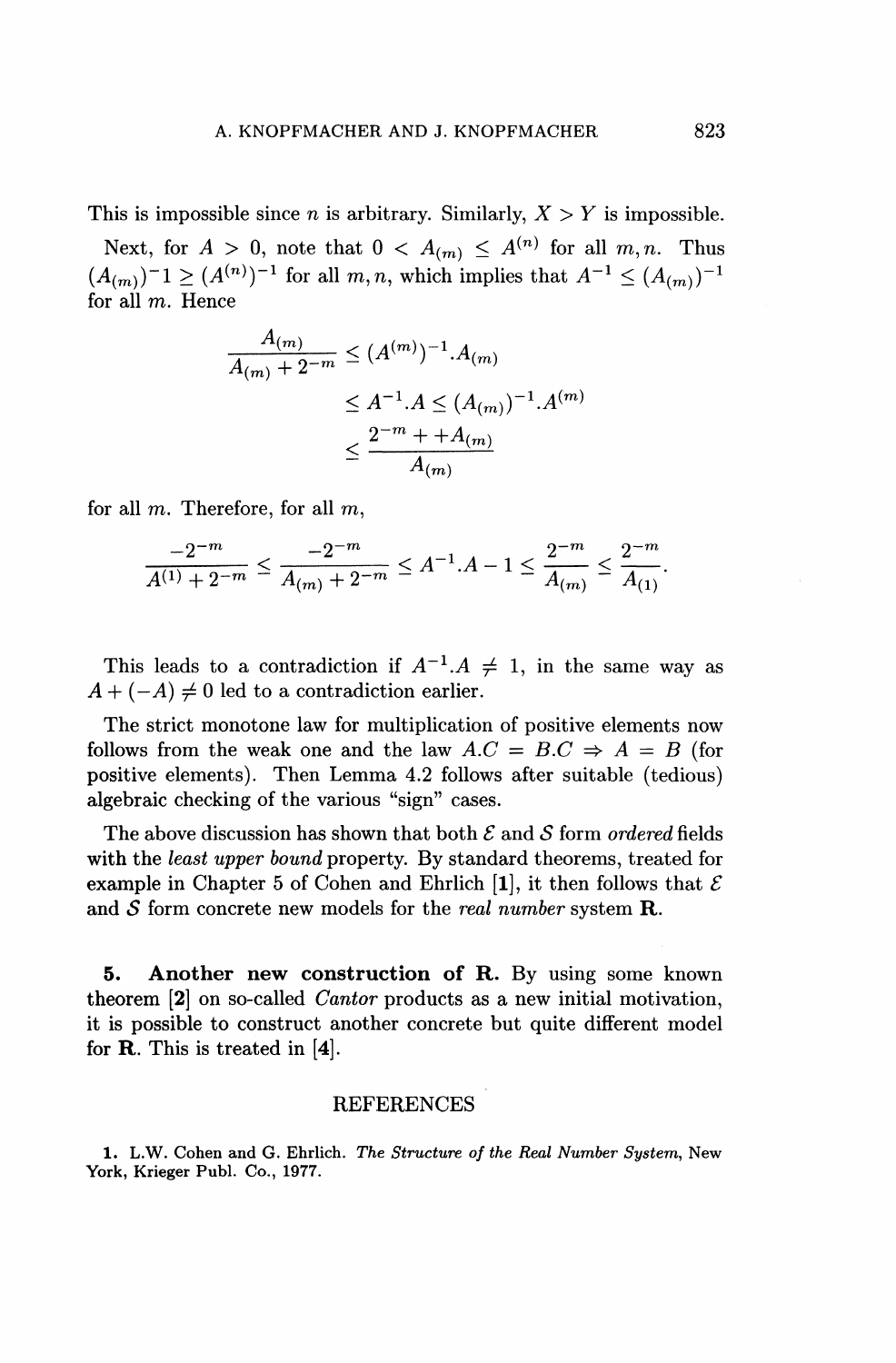This is impossible since $n$ is arbitrary. Similarly, $X > Y$ is impossible.

Next, for $A > 0$, note that $0 < A_{(m)} \leq A^{(n)}$ for all $m, n$. Thus $(A_{(m)})^{-}1 \geq (A^{(n)})^{-1}$ for all $m, n$, which implies that $A^{-1} \leq (A_{(m)})^{-1}$ for all $m$. Hence

$$
\begin{aligned}
\frac{A_{(m)}}{A_{(m)} + 2^{-m}} &\leq (A^{(m)})^{-1}.A_{(m)} \\
&\leq A^{-1}.A \leq (A_{(m)})^{-1}.A^{(m)} \\
&\leq \frac{2^{-m} + +A_{(m)}}{A_{(m)}}
\end{aligned}
$$

for all $m$. Therefore, for all $m$,

$$
\frac{-2^{-m}}{A^{(1)} + 2^{-m}} \leq \frac{-2^{-m}}{A_{(m)} + 2^{-m}} \leq A^{-1}.A - 1 \leq \frac{2^{-m}}{A_{(m)}} \leq \frac{2^{-m}}{A_{(1)}}.
$$

This leads to a contradiction if $A^{-1}.A \neq 1$, in the same way as $A + (-A) \neq 0$ led to a contradiction earlier.

The strict monotone law for multiplication of positive elements now follows from the weak one and the law $A.C = B.C \Rightarrow A = B$ (for positive elements). Then Lemma 4.2 follows after suitable (tedious) algebraic checking of the various "sign" cases.

The above discussion has shown that both $\mathcal{E}$ and $\mathcal{S}$ form *ordered* fields with the *least upper bound* property. By standard theorems, treated for example in Chapter 5 of Cohen and Ehrlich [1], it then follows that $\mathcal{E}$ and $\mathcal{S}$ form concrete new models for the *real number* system $\mathbf{R}$.

## 5. Another new construction of R.

By using some known theorem [2] on so-called *Cantor* products as a new initial motivation, it is possible to construct another concrete but quite different model for $\mathbf{R}$. This is treated in [4].

## REFERENCES

1. L.W. Cohen and G. Ehrlich. *The Structure of the Real Number System*, New York, Krieger Publ. Co., 1977.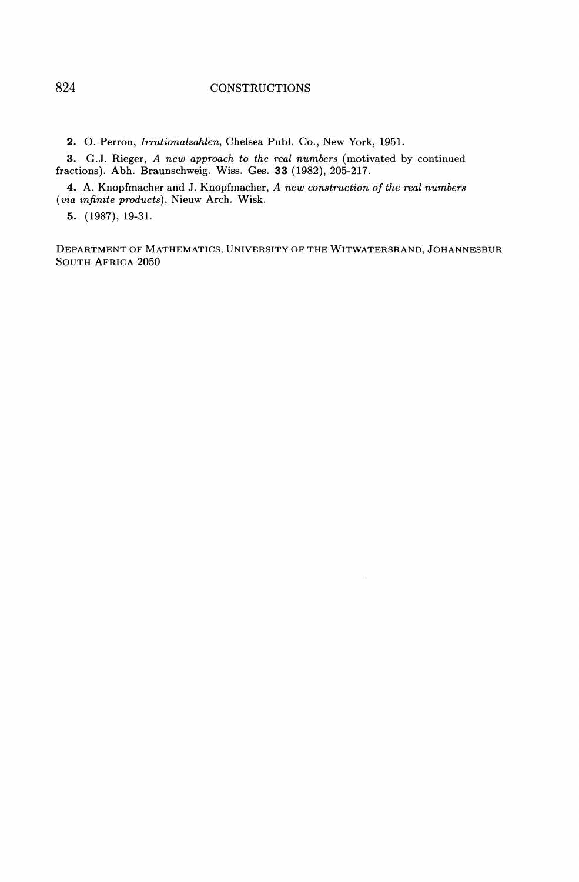**2.** O. Perron, *Irrationalzahlen*, Chelsea Publ. Co., New York, 1951.

**3.** G.J. Rieger, *A new approach to the real numbers* (motivated by continued fractions). Abh. Braunschweig. Wiss. Ges. **33** (1982), 205-217.

**4.** A. Knopfmacher and J. Knopfmacher, *A new construction of the real numbers (via infinite products)*, Nieuw Arch. Wisk.

**5.** (1987), 19-31.

DEPARTMENT OF MATHEMATICS, UNIVERSITY OF THE WITWATERSRAND, JOHANNESBUR SOUTH AFRICA 2050